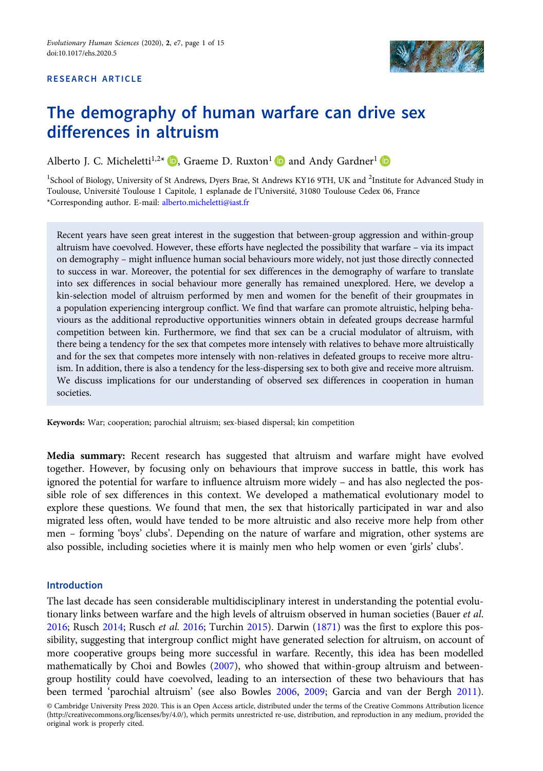RESEARCH ARTICLE

# The demography of human warfare can drive sex differences in altruism

Alberto J. C. Micheletti[1,2*], Graeme D. Ruxton[1] and Andy Gardner[1]

[1]School of Biology, University of St Andrews, Dyers Brae, St Andrews KY16 9TH, UK and [2]Institute for Advanced Study in Toulouse, Université Toulouse 1 Capitole, 1 esplanade de l'Université, 31080 Toulouse Cedex 06, France
*Corresponding author. E-mail: alberto.micheletti@iast.fr

Recent years have seen great interest in the suggestion that between-group aggression and within-group altruism have coevolved. However, these efforts have neglected the possibility that warfare – via its impact on demography – might influence human social behaviours more widely, not just those directly connected to success in war. Moreover, the potential for sex differences in the demography of warfare to translate into sex differences in social behaviour more generally has remained unexplored. Here, we develop a kin-selection model of altruism performed by men and women for the benefit of their groupmates in a population experiencing intergroup conflict. We find that warfare can promote altruistic, helping behaviours as the additional reproductive opportunities winners obtain in defeated groups decrease harmful competition between kin. Furthermore, we find that sex can be a crucial modulator of altruism, with there being a tendency for the sex that competes more intensely with relatives to behave more altruistically and for the sex that competes more intensely with non-relatives in defeated groups to receive more altruism. In addition, there is also a tendency for the less-dispersing sex to both give and receive more altruism. We discuss implications for our understanding of observed sex differences in cooperation in human societies.

**Keywords:** War; cooperation; parochial altruism; sex-biased dispersal; kin competition

**Media summary:** Recent research has suggested that altruism and warfare might have evolved together. However, by focusing only on behaviours that improve success in battle, this work has ignored the potential for warfare to influence altruism more widely – and has also neglected the possible role of sex differences in this context. We developed a mathematical evolutionary model to explore these questions. We found that men, the sex that historically participated in war and also migrated less often, would have tended to be more altruistic and also receive more help from other men – forming 'boys' clubs'. Depending on the nature of warfare and migration, other systems are also possible, including societies where it is mainly men who help women or even 'girls' clubs'.

## Introduction

The last decade has seen considerable multidisciplinary interest in understanding the potential evolutionary links between warfare and the high levels of altruism observed in human societies (Bauer *et al.* 2016; Rusch 2014; Rusch *et al.* 2016; Turchin 2015). Darwin (1871) was the first to explore this possibility, suggesting that intergroup conflict might have generated selection for altruism, on account of more cooperative groups being more successful in warfare. Recently, this idea has been modelled mathematically by Choi and Bowles (2007), who showed that within-group altruism and between-group hostility could have coevolved, leading to an intersection of these two behaviours that has been termed 'parochial altruism' (see also Bowles 2006, 2009; Garcia and van der Bergh 2011).

© Cambridge University Press 2020. This is an Open Access article, distributed under the terms of the Creative Commons Attribution licence (http://creativecommons.org/licenses/by/4.0/), which permits unrestricted re-use, distribution, and reproduction in any medium, provided the original work is properly cited.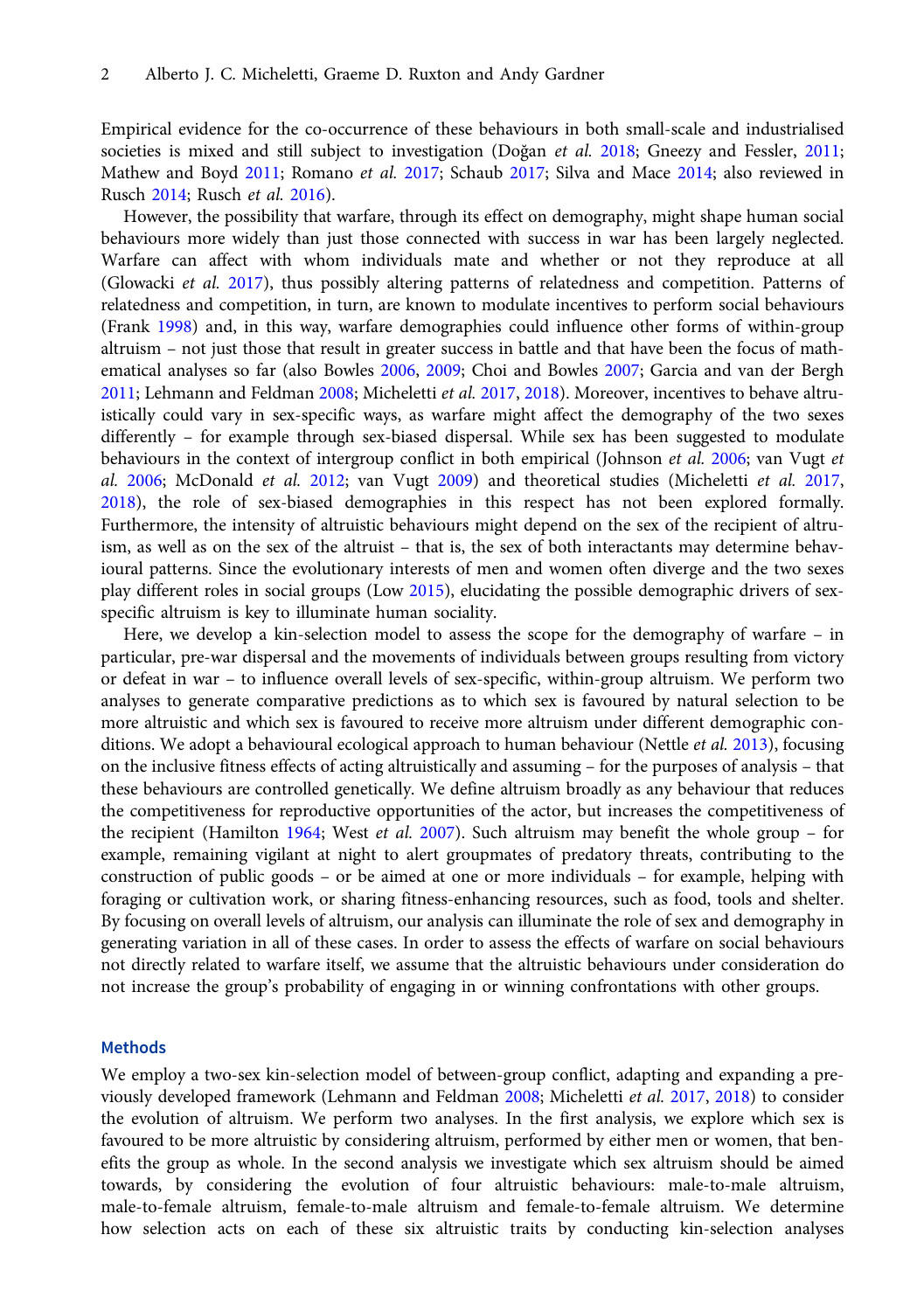Empirical evidence for the co-occurrence of these behaviours in both small-scale and industrialised societies is mixed and still subject to investigation (Doğan *et al.* 2018; Gneezy and Fessler, 2011; Mathew and Boyd 2011; Romano *et al.* 2017; Schaub 2017; Silva and Mace 2014; also reviewed in Rusch 2014; Rusch *et al.* 2016).

However, the possibility that warfare, through its effect on demography, might shape human social behaviours more widely than just those connected with success in war has been largely neglected. Warfare can affect with whom individuals mate and whether or not they reproduce at all (Glowacki *et al.* 2017), thus possibly altering patterns of relatedness and competition. Patterns of relatedness and competition, in turn, are known to modulate incentives to perform social behaviours (Frank 1998) and, in this way, warfare demographies could influence other forms of within-group altruism – not just those that result in greater success in battle and that have been the focus of mathematical analyses so far (also Bowles 2006, 2009; Choi and Bowles 2007; Garcia and van der Bergh 2011; Lehmann and Feldman 2008; Micheletti *et al.* 2017, 2018). Moreover, incentives to behave altruistically could vary in sex-specific ways, as warfare might affect the demography of the two sexes differently – for example through sex-biased dispersal. While sex has been suggested to modulate behaviours in the context of intergroup conflict in both empirical (Johnson *et al.* 2006; van Vugt *et al.* 2006; McDonald *et al.* 2012; van Vugt 2009) and theoretical studies (Micheletti *et al.* 2017, 2018), the role of sex-biased demographies in this respect has not been explored formally. Furthermore, the intensity of altruistic behaviours might depend on the sex of the recipient of altruism, as well as on the sex of the altruist – that is, the sex of both interactants may determine behavioural patterns. Since the evolutionary interests of men and women often diverge and the two sexes play different roles in social groups (Low 2015), elucidating the possible demographic drivers of sex-specific altruism is key to illuminate human sociality.

Here, we develop a kin-selection model to assess the scope for the demography of warfare – in particular, pre-war dispersal and the movements of individuals between groups resulting from victory or defeat in war – to influence overall levels of sex-specific, within-group altruism. We perform two analyses to generate comparative predictions as to which sex is favoured by natural selection to be more altruistic and which sex is favoured to receive more altruism under different demographic conditions. We adopt a behavioural ecological approach to human behaviour (Nettle *et al.* 2013), focusing on the inclusive fitness effects of acting altruistically and assuming – for the purposes of analysis – that these behaviours are controlled genetically. We define altruism broadly as any behaviour that reduces the competitiveness for reproductive opportunities of the actor, but increases the competitiveness of the recipient (Hamilton 1964; West *et al.* 2007). Such altruism may benefit the whole group – for example, remaining vigilant at night to alert groupmates of predatory threats, contributing to the construction of public goods – or be aimed at one or more individuals – for example, helping with foraging or cultivation work, or sharing fitness-enhancing resources, such as food, tools and shelter. By focusing on overall levels of altruism, our analysis can illuminate the role of sex and demography in generating variation in all of these cases. In order to assess the effects of warfare on social behaviours not directly related to warfare itself, we assume that the altruistic behaviours under consideration do not increase the group's probability of engaging in or winning confrontations with other groups.

## Methods

We employ a two-sex kin-selection model of between-group conflict, adapting and expanding a previously developed framework (Lehmann and Feldman 2008; Micheletti *et al.* 2017, 2018) to consider the evolution of altruism. We perform two analyses. In the first analysis, we explore which sex is favoured to be more altruistic by considering altruism, performed by either men or women, that benefits the group as whole. In the second analysis we investigate which sex altruism should be aimed towards, by considering the evolution of four altruistic behaviours: male-to-male altruism, male-to-female altruism, female-to-male altruism and female-to-female altruism. We determine how selection acts on each of these six altruistic traits by conducting kin-selection analyses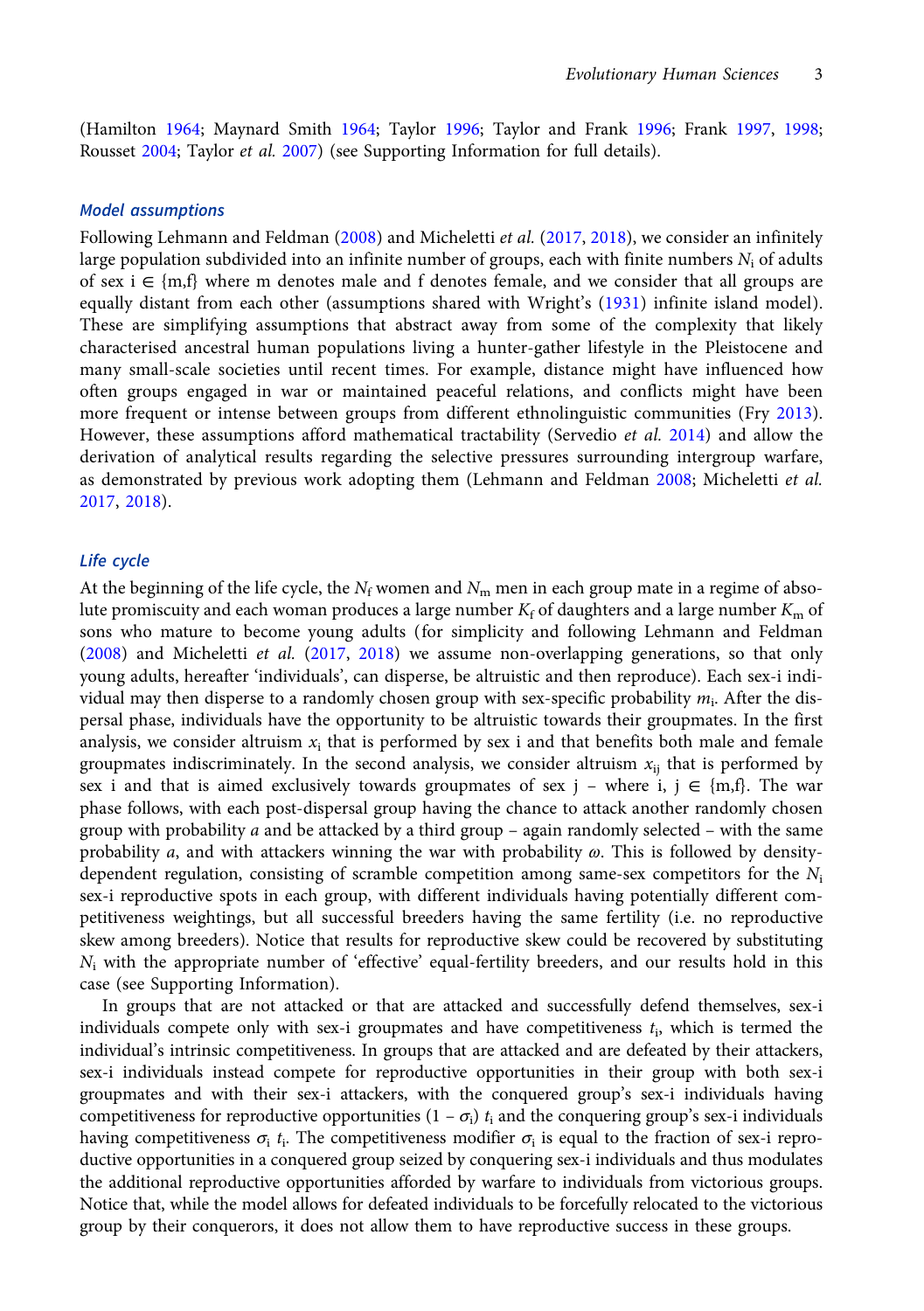(Hamilton 1964; Maynard Smith 1964; Taylor 1996; Taylor and Frank 1996; Frank 1997, 1998; Rousset 2004; Taylor *et al.* 2007) (see Supporting Information for full details).

### Model assumptions

Following Lehmann and Feldman (2008) and Micheletti *et al.* (2017, 2018), we consider an infinitely large population subdivided into an infinite number of groups, each with finite numbers $N_i$ of adults of sex $i \in \{m,f\}$ where m denotes male and f denotes female, and we consider that all groups are equally distant from each other (assumptions shared with Wright's (1931) infinite island model). These are simplifying assumptions that abstract away from some of the complexity that likely characterised ancestral human populations living a hunter-gather lifestyle in the Pleistocene and many small-scale societies until recent times. For example, distance might have influenced how often groups engaged in war or maintained peaceful relations, and conflicts might have been more frequent or intense between groups from different ethnolinguistic communities (Fry 2013). However, these assumptions afford mathematical tractability (Servedio *et al.* 2014) and allow the derivation of analytical results regarding the selective pressures surrounding intergroup warfare, as demonstrated by previous work adopting them (Lehmann and Feldman 2008; Micheletti *et al.* 2017, 2018).

### Life cycle

At the beginning of the life cycle, the $N_f$ women and $N_m$ men in each group mate in a regime of absolute promiscuity and each woman produces a large number $K_f$ of daughters and a large number $K_m$ of sons who mature to become young adults (for simplicity and following Lehmann and Feldman (2008) and Micheletti *et al.* (2017, 2018) we assume non-overlapping generations, so that only young adults, hereafter 'individuals', can disperse, be altruistic and then reproduce). Each sex-i individual may then disperse to a randomly chosen group with sex-specific probability $m_i$. After the dispersal phase, individuals have the opportunity to be altruistic towards their groupmates. In the first analysis, we consider altruism $x_i$ that is performed by sex i and that benefits both male and female groupmates indiscriminately. In the second analysis, we consider altruism $x_{ij}$ that is performed by sex i and that is aimed exclusively towards groupmates of sex j – where $i, j \in \{m,f\}$. The war phase follows, with each post-dispersal group having the chance to attack another randomly chosen group with probability $a$ and be attacked by a third group – again randomly selected – with the same probability $a$, and with attackers winning the war with probability $\omega$. This is followed by density-dependent regulation, consisting of scramble competition among same-sex competitors for the $N_i$ sex-i reproductive spots in each group, with different individuals having potentially different competitiveness weightings, but all successful breeders having the same fertility (i.e. no reproductive skew among breeders). Notice that results for reproductive skew could be recovered by substituting $N_i$ with the appropriate number of 'effective' equal-fertility breeders, and our results hold in this case (see Supporting Information).

In groups that are not attacked or that are attacked and successfully defend themselves, sex-i individuals compete only with sex-i groupmates and have competitiveness $t_i$, which is termed the individual's intrinsic competitiveness. In groups that are attacked and are defeated by their attackers, sex-i individuals instead compete for reproductive opportunities in their group with both sex-i groupmates and with their sex-i attackers, with the conquered group's sex-i individuals having competitiveness for reproductive opportunities $(1 - \sigma_i)\, t_i$ and the conquering group's sex-i individuals having competitiveness $\sigma_i\, t_i$. The competitiveness modifier $\sigma_i$ is equal to the fraction of sex-i reproductive opportunities in a conquered group seized by conquering sex-i individuals and thus modulates the additional reproductive opportunities afforded by warfare to individuals from victorious groups. Notice that, while the model allows for defeated individuals to be forcefully relocated to the victorious group by their conquerors, it does not allow them to have reproductive success in these groups.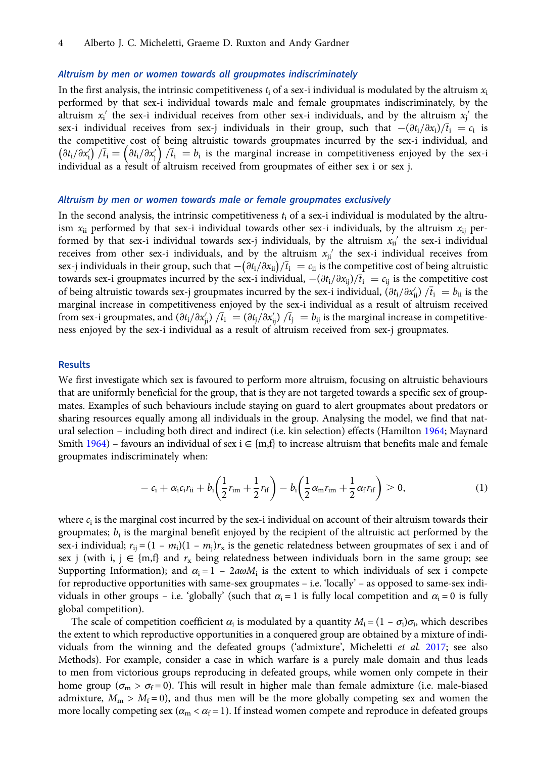### *Altruism by men or women towards all groupmates indiscriminately*

In the first analysis, the intrinsic competitiveness $t_i$ of a sex-i individual is modulated by the altruism $x_i$ performed by that sex-i individual towards male and female groupmates indiscriminately, by the altruism $x_i'$ the sex-i individual receives from other sex-i individuals, and by the altruism $x_j'$ the sex-i individual receives from sex-j individuals in their group, such that $-(\partial t_i/\partial x_i)/\bar{t}_i = c_i$ is the competitive cost of being altruistic towards groupmates incurred by the sex-i individual, and $\left(\partial t_i/\partial x_i'\right)/\bar{t}_i = \left(\partial t_i/\partial x_j'\right)/\bar{t}_i = b_i$ is the marginal increase in competitiveness enjoyed by the sex-i individual as a result of altruism received from groupmates of either sex i or sex j.

### *Altruism by men or women towards male or female groupmates exclusively*

In the second analysis, the intrinsic competitiveness $t_i$ of a sex-i individual is modulated by the altruism $x_{ii}$ performed by that sex-i individual towards other sex-i individuals, by the altruism $x_{ij}$ performed by that sex-i individual towards sex-j individuals, by the altruism $x_{ii}'$ the sex-i individual receives from other sex-i individuals, and by the altruism $x_{ji}'$ the sex-i individual receives from sex-j individuals in their group, such that $-\left(\partial t_i/\partial x_{ii}\right)/\bar{t}_i = c_{ii}$ is the competitive cost of being altruistic towards sex-i groupmates incurred by the sex-i individual, $-(\partial t_i/\partial x_{ij})/\bar{t}_i = c_{ij}$ is the competitive cost of being altruistic towards sex-j groupmates incurred by the sex-i individual, $(\partial t_i/\partial x_{ii}')/\bar{t}_i = b_{ii}$ is the marginal increase in competitiveness enjoyed by the sex-i individual as a result of altruism received from sex-i groupmates, and $(\partial t_i/\partial x_{ji}')/\bar{t}_i = (\partial t_j/\partial x_{ij}')/\bar{t}_j = b_{ij}$ is the marginal increase in competitiveness enjoyed by the sex-i individual as a result of altruism received from sex-j groupmates.

## Results

We first investigate which sex is favoured to perform more altruism, focusing on altruistic behaviours that are uniformly beneficial for the group, that is they are not targeted towards a specific sex of groupmates. Examples of such behaviours include staying on guard to alert groupmates about predators or sharing resources equally among all individuals in the group. Analysing the model, we find that natural selection – including both direct and indirect (i.e. kin selection) effects (Hamilton 1964; Maynard Smith 1964) – favours an individual of sex i ∈ {m,f} to increase altruism that benefits male and female groupmates indiscriminately when:

$$-c_i + \alpha_i c_i r_{ii} + b_i\left(\frac{1}{2}r_{im} + \frac{1}{2}r_{if}\right) - b_i\left(\frac{1}{2}\alpha_m r_{im} + \frac{1}{2}\alpha_f r_{if}\right) > 0, \tag{1}$$

where $c_i$ is the marginal cost incurred by the sex-i individual on account of their altruism towards their groupmates; $b_i$ is the marginal benefit enjoyed by the recipient of the altruistic act performed by the sex-i individual; $r_{ij} = (1 - m_i)(1 - m_j)r_x$ is the genetic relatedness between groupmates of sex i and of sex j (with i, j ∈ {m,f} and $r_x$ being relatedness between individuals born in the same group; see Supporting Information); and $\alpha_i = 1 - 2a\omega M_i$ is the extent to which individuals of sex i compete for reproductive opportunities with same-sex groupmates – i.e. 'locally' – as opposed to same-sex individuals in other groups – i.e. 'globally' (such that $\alpha_i = 1$ is fully local competition and $\alpha_i = 0$ is fully global competition).

The scale of competition coefficient $\alpha_i$ is modulated by a quantity $M_i = (1 - \sigma_i)\sigma_i$, which describes the extent to which reproductive opportunities in a conquered group are obtained by a mixture of individuals from the winning and the defeated groups ('admixture', Micheletti *et al.* 2017; see also Methods). For example, consider a case in which warfare is a purely male domain and thus leads to men from victorious groups reproducing in defeated groups, while women only compete in their home group ($\sigma_m > \sigma_f = 0$). This will result in higher male than female admixture (i.e. male-biased admixture, $M_m > M_f = 0$), and thus men will be the more globally competing sex and women the more locally competing sex ($\alpha_m < \alpha_f = 1$). If instead women compete and reproduce in defeated groups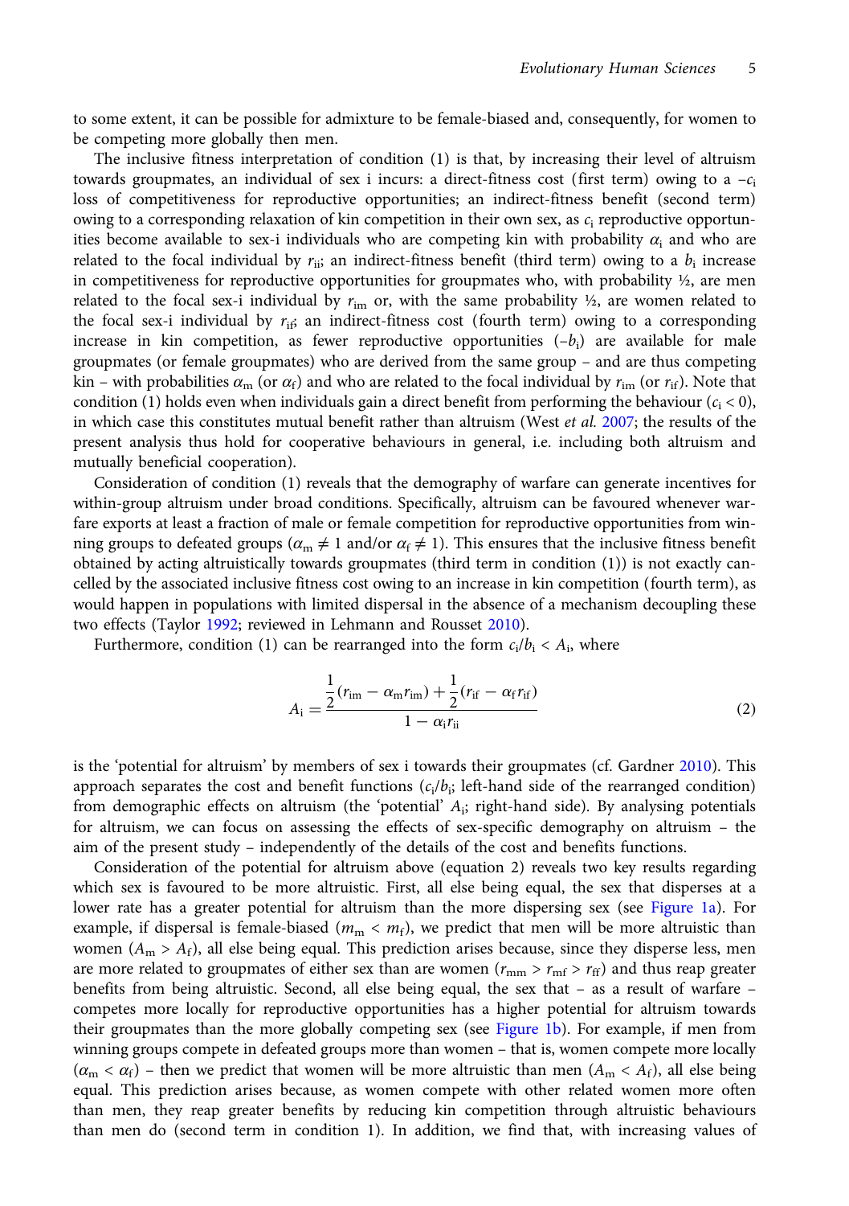to some extent, it can be possible for admixture to be female-biased and, consequently, for women to be competing more globally then men.

The inclusive fitness interpretation of condition (1) is that, by increasing their level of altruism towards groupmates, an individual of sex i incurs: a direct-fitness cost (first term) owing to a $-c_i$ loss of competitiveness for reproductive opportunities; an indirect-fitness benefit (second term) owing to a corresponding relaxation of kin competition in their own sex, as $c_i$ reproductive opportunities become available to sex-i individuals who are competing kin with probability $\alpha_i$ and who are related to the focal individual by $r_{ii}$; an indirect-fitness benefit (third term) owing to a $b_i$ increase in competitiveness for reproductive opportunities for groupmates who, with probability ½, are men related to the focal sex-i individual by $r_{im}$ or, with the same probability ½, are women related to the focal sex-i individual by $r_{if}$; an indirect-fitness cost (fourth term) owing to a corresponding increase in kin competition, as fewer reproductive opportunities ($-b_i$) are available for male groupmates (or female groupmates) who are derived from the same group – and are thus competing kin – with probabilities $\alpha_m$ (or $\alpha_f$) and who are related to the focal individual by $r_{im}$ (or $r_{if}$). Note that condition (1) holds even when individuals gain a direct benefit from performing the behaviour ($c_i < 0$), in which case this constitutes mutual benefit rather than altruism (West *et al.* 2007; the results of the present analysis thus hold for cooperative behaviours in general, i.e. including both altruism and mutually beneficial cooperation).

Consideration of condition (1) reveals that the demography of warfare can generate incentives for within-group altruism under broad conditions. Specifically, altruism can be favoured whenever warfare exports at least a fraction of male or female competition for reproductive opportunities from winning groups to defeated groups ($\alpha_m \neq 1$ and/or $\alpha_f \neq 1$). This ensures that the inclusive fitness benefit obtained by acting altruistically towards groupmates (third term in condition (1)) is not exactly cancelled by the associated inclusive fitness cost owing to an increase in kin competition (fourth term), as would happen in populations with limited dispersal in the absence of a mechanism decoupling these two effects (Taylor 1992; reviewed in Lehmann and Rousset 2010).

Furthermore, condition (1) can be rearranged into the form $c_i/b_i < A_i$, where

$$A_i = \frac{\frac{1}{2}(r_{im} - \alpha_m r_{im}) + \frac{1}{2}(r_{if} - \alpha_f r_{if})}{1 - \alpha_i r_{ii}} \tag{2}$$

is the 'potential for altruism' by members of sex i towards their groupmates (cf. Gardner 2010). This approach separates the cost and benefit functions ($c_i/b_i$; left-hand side of the rearranged condition) from demographic effects on altruism (the 'potential' $A_i$; right-hand side). By analysing potentials for altruism, we can focus on assessing the effects of sex-specific demography on altruism – the aim of the present study – independently of the details of the cost and benefits functions.

Consideration of the potential for altruism above (equation 2) reveals two key results regarding which sex is favoured to be more altruistic. First, all else being equal, the sex that disperses at a lower rate has a greater potential for altruism than the more dispersing sex (see Figure 1a). For example, if dispersal is female-biased ($m_m < m_f$), we predict that men will be more altruistic than women ($A_m > A_f$), all else being equal. This prediction arises because, since they disperse less, men are more related to groupmates of either sex than are women ($r_{mm} > r_{mf} > r_{ff}$) and thus reap greater benefits from being altruistic. Second, all else being equal, the sex that – as a result of warfare – competes more locally for reproductive opportunities has a higher potential for altruism towards their groupmates than the more globally competing sex (see Figure 1b). For example, if men from winning groups compete in defeated groups more than women – that is, women compete more locally ($\alpha_m < \alpha_f$) – then we predict that women will be more altruistic than men ($A_m < A_f$), all else being equal. This prediction arises because, as women compete with other related women more often than men, they reap greater benefits by reducing kin competition through altruistic behaviours than men do (second term in condition 1). In addition, we find that, with increasing values of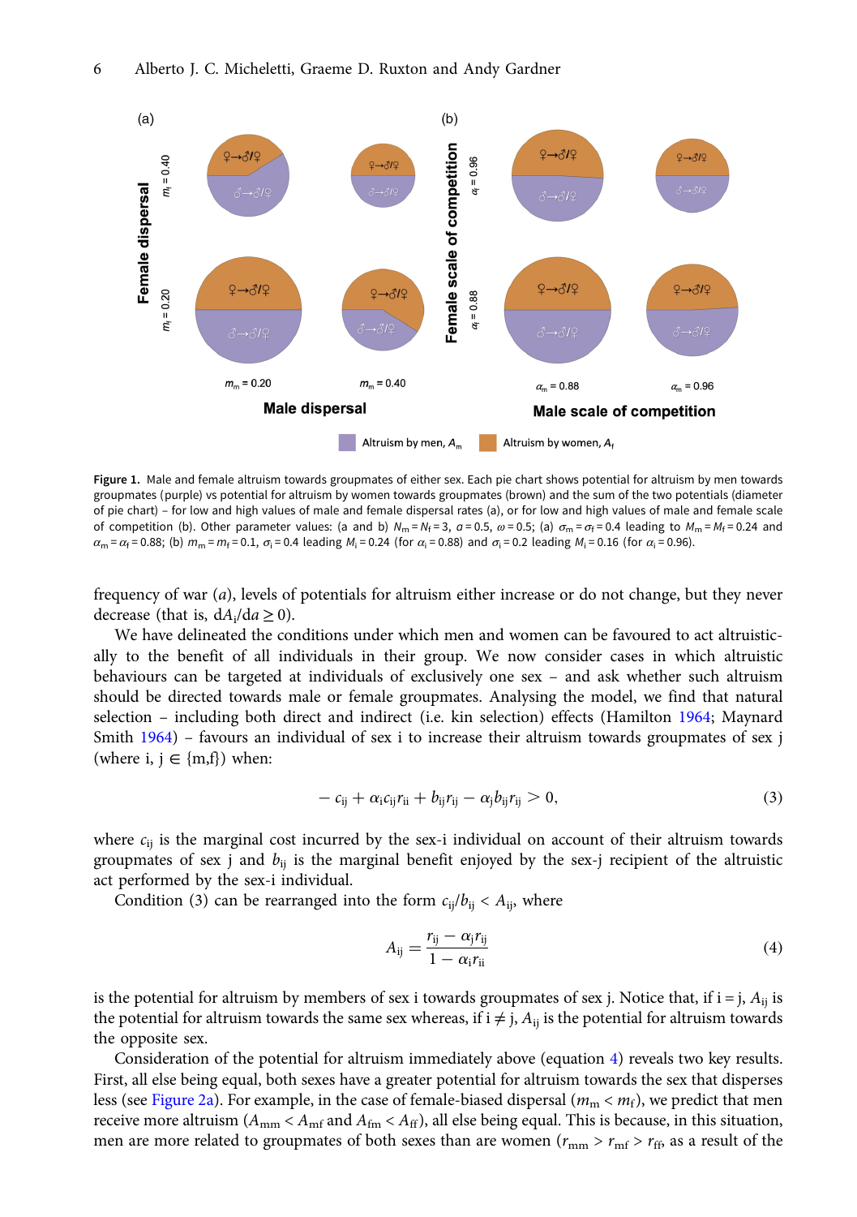Figure 1. Male and female altruism towards groupmates of either sex. Each pie chart shows potential for altruism by men towards groupmates (purple) vs potential for altruism by women towards groupmates (brown) and the sum of the two potentials (diameter of pie chart) – for low and high values of male and female dispersal rates (a), or for low and high values of male and female scale of competition (b). Other parameter values: (a and b) $N_m = N_f = 3$, $a = 0.5$, $\omega = 0.5$; (a) $\sigma_m = \sigma_f = 0.4$ leading to $M_m = M_f = 0.24$ and $\alpha_m = \alpha_f = 0.88$; (b) $m_m = m_f = 0.1$, $\sigma_i = 0.4$ leading $M_i = 0.24$ (for $\alpha_i = 0.88$) and $\sigma_i = 0.2$ leading $M_i = 0.16$ (for $\alpha_i = 0.96$).

frequency of war ($a$), levels of potentials for altruism either increase or do not change, but they never decrease (that is, $dA_i/da \geq 0$).

We have delineated the conditions under which men and women can be favoured to act altruistically to the benefit of all individuals in their group. We now consider cases in which altruistic behaviours can be targeted at individuals of exclusively one sex – and ask whether such altruism should be directed towards male or female groupmates. Analysing the model, we find that natural selection – including both direct and indirect (i.e. kin selection) effects (Hamilton 1964; Maynard Smith 1964) – favours an individual of sex i to increase their altruism towards groupmates of sex j (where i, j $\in$ {m,f}) when:

$$- c_{ij} + \alpha_i c_{ij} r_{ii} + b_{ij} r_{ij} - \alpha_j b_{ij} r_{ij} > 0, \tag{3}$$

where $c_{ij}$ is the marginal cost incurred by the sex-i individual on account of their altruism towards groupmates of sex j and $b_{ij}$ is the marginal benefit enjoyed by the sex-j recipient of the altruistic act performed by the sex-i individual.

Condition (3) can be rearranged into the form $c_{ij}/b_{ij} < A_{ij}$, where

$$A_{ij} = \frac{r_{ij} - \alpha_j r_{ij}}{1 - \alpha_i r_{ii}} \tag{4}$$

is the potential for altruism by members of sex i towards groupmates of sex j. Notice that, if i = j, $A_{ij}$ is the potential for altruism towards the same sex whereas, if i $\neq$ j, $A_{ij}$ is the potential for altruism towards the opposite sex.

Consideration of the potential for altruism immediately above (equation 4) reveals two key results. First, all else being equal, both sexes have a greater potential for altruism towards the sex that disperses less (see Figure 2a). For example, in the case of female-biased dispersal ($m_m < m_f$), we predict that men receive more altruism ($A_{mm} < A_{mf}$ and $A_{fm} < A_{ff}$), all else being equal. This is because, in this situation, men are more related to groupmates of both sexes than are women ($r_{mm} > r_{mf} > r_{ff}$, as a result of the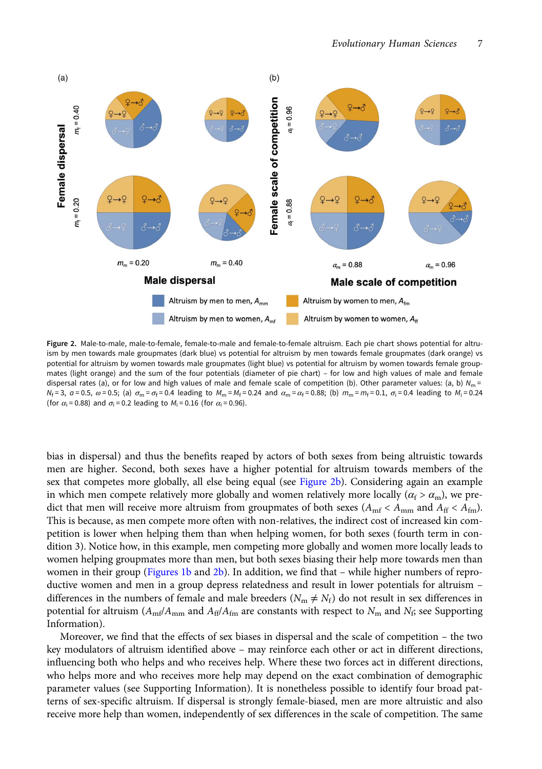Figure 2. Male-to-male, male-to-female, female-to-male and female-to-female altruism. Each pie chart shows potential for altruism by men towards male groupmates (dark blue) vs potential for altruism by women towards male groupmates (dark orange) vs potential for altruism by men towards female groupmates (light blue) vs potential for altruism by women towards female groupmates (light orange) and the sum of the four potentials (diameter of pie chart) – for low and high values of male and female dispersal rates (a), or for low and high values of male and female scale of competition (b). Other parameter values: (a, b) $N_m = N_f = 3$, $a = 0.5$, $\omega = 0.5$; (a) $\sigma_m = \sigma_f = 0.4$ leading to $M_m = M_f = 0.24$ and $\alpha_m = \alpha_f = 0.88$; (b) $m_m = m_f = 0.1$, $\sigma_i = 0.4$ leading to $M_i = 0.24$ (for $\alpha_i = 0.88$) and $\sigma_i = 0.2$ leading to $M_i = 0.16$ (for $\alpha_i = 0.96$).

bias in dispersal) and thus the benefits reaped by actors of both sexes from being altruistic towards men are higher. Second, both sexes have a higher potential for altruism towards members of the sex that competes more globally, all else being equal (see Figure 2b). Considering again an example in which men compete relatively more globally and women relatively more locally ($\alpha_f > \alpha_m$), we predict that men will receive more altruism from groupmates of both sexes ($A_{mf} < A_{mm}$ and $A_{ff} < A_{fm}$). This is because, as men compete more often with non-relatives, the indirect cost of increased kin competition is lower when helping them than when helping women, for both sexes (fourth term in condition 3). Notice how, in this example, men competing more globally and women more locally leads to women helping groupmates more than men, but both sexes biasing their help more towards men than women in their group (Figures 1b and 2b). In addition, we find that – while higher numbers of reproductive women and men in a group depress relatedness and result in lower potentials for altruism – differences in the numbers of female and male breeders ($N_m \neq N_f$) do not result in sex differences in potential for altruism ($A_{mf}/A_{mm}$ and $A_{ff}/A_{fm}$ are constants with respect to $N_m$ and $N_f$; see Supporting Information).

Moreover, we find that the effects of sex biases in dispersal and the scale of competition – the two key modulators of altruism identified above – may reinforce each other or act in different directions, influencing both who helps and who receives help. Where these two forces act in different directions, who helps more and who receives more help may depend on the exact combination of demographic parameter values (see Supporting Information). It is nonetheless possible to identify four broad patterns of sex-specific altruism. If dispersal is strongly female-biased, men are more altruistic and also receive more help than women, independently of sex differences in the scale of competition. The same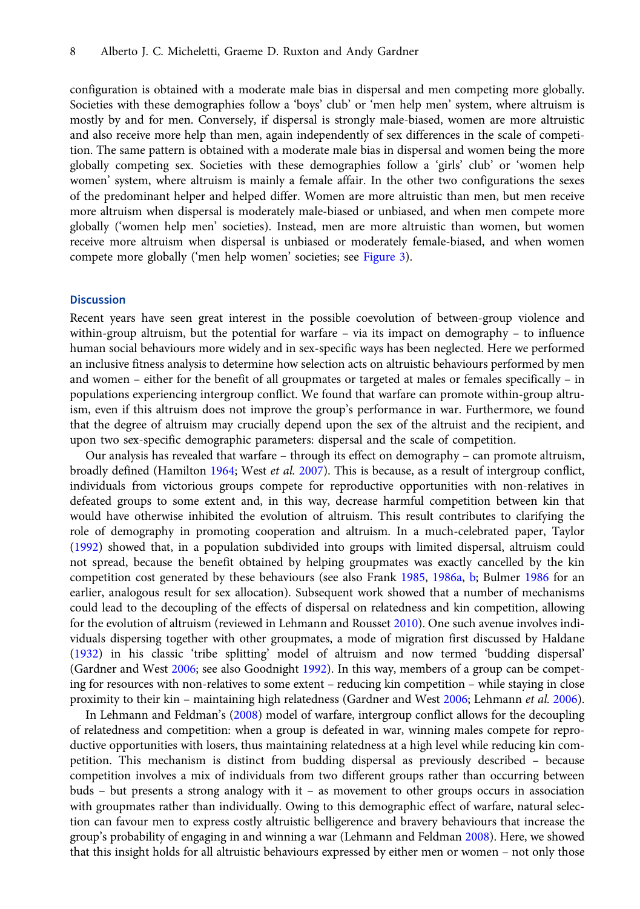configuration is obtained with a moderate male bias in dispersal and men competing more globally. Societies with these demographies follow a 'boys' club' or 'men help men' system, where altruism is mostly by and for men. Conversely, if dispersal is strongly male-biased, women are more altruistic and also receive more help than men, again independently of sex differences in the scale of competition. The same pattern is obtained with a moderate male bias in dispersal and women being the more globally competing sex. Societies with these demographies follow a 'girls' club' or 'women help women' system, where altruism is mainly a female affair. In the other two configurations the sexes of the predominant helper and helped differ. Women are more altruistic than men, but men receive more altruism when dispersal is moderately male-biased or unbiased, and when men compete more globally ('women help men' societies). Instead, men are more altruistic than women, but women receive more altruism when dispersal is unbiased or moderately female-biased, and when women compete more globally ('men help women' societies; see Figure 3).

## Discussion

Recent years have seen great interest in the possible coevolution of between-group violence and within-group altruism, but the potential for warfare – via its impact on demography – to influence human social behaviours more widely and in sex-specific ways has been neglected. Here we performed an inclusive fitness analysis to determine how selection acts on altruistic behaviours performed by men and women – either for the benefit of all groupmates or targeted at males or females specifically – in populations experiencing intergroup conflict. We found that warfare can promote within-group altruism, even if this altruism does not improve the group's performance in war. Furthermore, we found that the degree of altruism may crucially depend upon the sex of the altruist and the recipient, and upon two sex-specific demographic parameters: dispersal and the scale of competition.

Our analysis has revealed that warfare – through its effect on demography – can promote altruism, broadly defined (Hamilton 1964; West *et al.* 2007). This is because, as a result of intergroup conflict, individuals from victorious groups compete for reproductive opportunities with non-relatives in defeated groups to some extent and, in this way, decrease harmful competition between kin that would have otherwise inhibited the evolution of altruism. This result contributes to clarifying the role of demography in promoting cooperation and altruism. In a much-celebrated paper, Taylor (1992) showed that, in a population subdivided into groups with limited dispersal, altruism could not spread, because the benefit obtained by helping groupmates was exactly cancelled by the kin competition cost generated by these behaviours (see also Frank 1985, 1986a, b; Bulmer 1986 for an earlier, analogous result for sex allocation). Subsequent work showed that a number of mechanisms could lead to the decoupling of the effects of dispersal on relatedness and kin competition, allowing for the evolution of altruism (reviewed in Lehmann and Rousset 2010). One such avenue involves individuals dispersing together with other groupmates, a mode of migration first discussed by Haldane (1932) in his classic 'tribe splitting' model of altruism and now termed 'budding dispersal' (Gardner and West 2006; see also Goodnight 1992). In this way, members of a group can be competing for resources with non-relatives to some extent – reducing kin competition – while staying in close proximity to their kin – maintaining high relatedness (Gardner and West 2006; Lehmann *et al.* 2006).

In Lehmann and Feldman's (2008) model of warfare, intergroup conflict allows for the decoupling of relatedness and competition: when a group is defeated in war, winning males compete for reproductive opportunities with losers, thus maintaining relatedness at a high level while reducing kin competition. This mechanism is distinct from budding dispersal as previously described – because competition involves a mix of individuals from two different groups rather than occurring between buds – but presents a strong analogy with it – as movement to other groups occurs in association with groupmates rather than individually. Owing to this demographic effect of warfare, natural selection can favour men to express costly altruistic belligerence and bravery behaviours that increase the group's probability of engaging in and winning a war (Lehmann and Feldman 2008). Here, we showed that this insight holds for all altruistic behaviours expressed by either men or women – not only those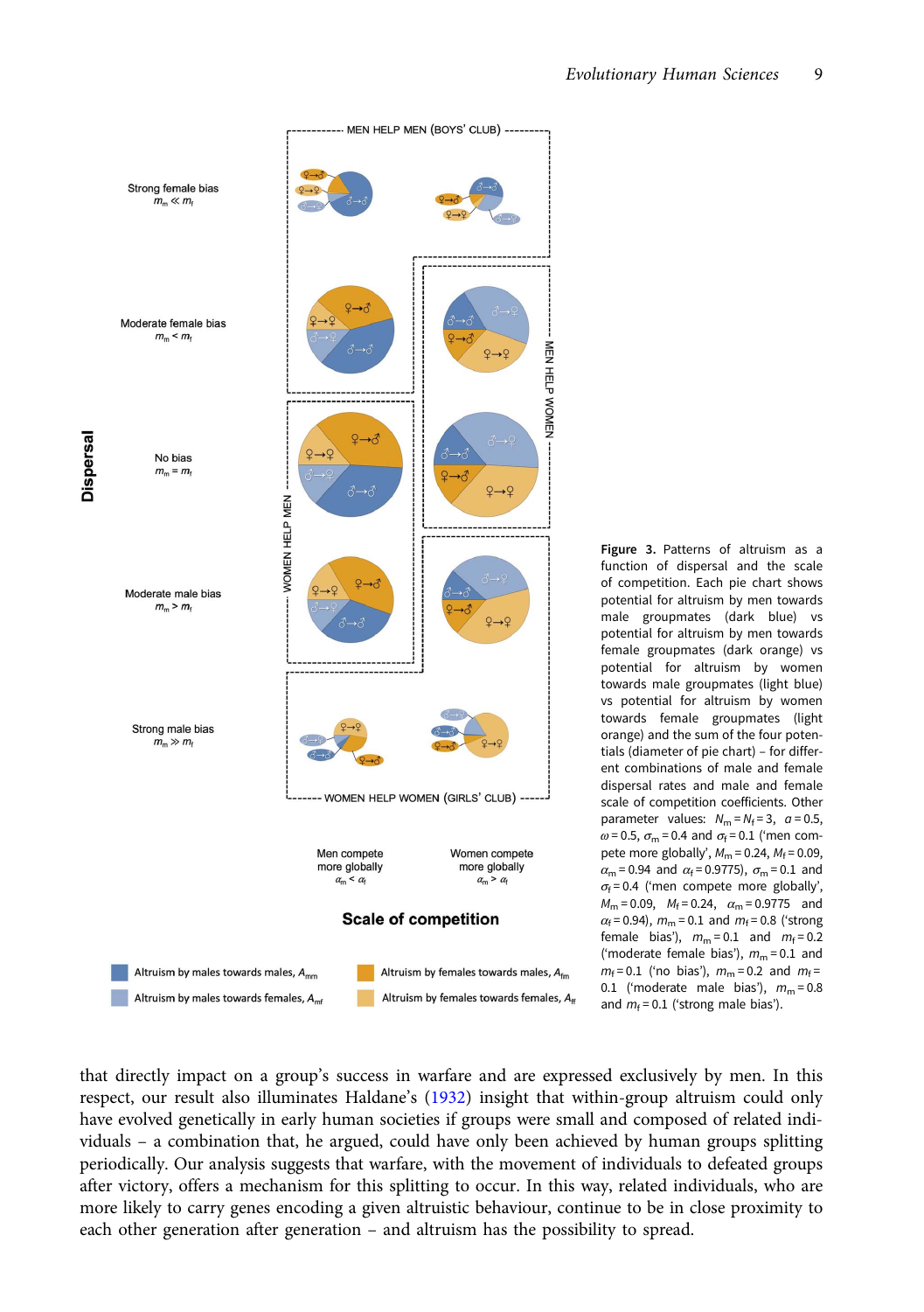**Figure 3.** Patterns of altruism as a function of dispersal and the scale of competition. Each pie chart shows potential for altruism by men towards male groupmates (dark blue) vs potential for altruism by men towards female groupmates (dark orange) vs potential for altruism by women towards male groupmates (light blue) vs potential for altruism by women towards female groupmates (light orange) and the sum of the four potentials (diameter of pie chart) – for different combinations of male and female dispersal rates and male and female scale of competition coefficients. Other parameter values: $N_m = N_f = 3$, $a = 0.5$, $\omega = 0.5$, $\sigma_m = 0.4$ and $\sigma_f = 0.1$ ('men compete more globally', $M_m = 0.24$, $M_f = 0.09$, $\alpha_m = 0.94$ and $\alpha_f = 0.9775$), $\sigma_m = 0.1$ and $\sigma_f = 0.4$ ('men compete more globally', $M_m = 0.09$, $M_f = 0.24$, $\alpha_m = 0.9775$ and $\alpha_f = 0.94$), $m_m = 0.1$ and $m_f = 0.8$ ('strong female bias'), $m_m = 0.1$ and $m_f = 0.2$ ('moderate female bias'), $m_m = 0.1$ and $m_f = 0.1$ ('no bias'), $m_m = 0.2$ and $m_f = 0.1$ ('moderate male bias'), $m_m = 0.8$ and $m_f = 0.1$ ('strong male bias').

that directly impact on a group's success in warfare and are expressed exclusively by men. In this respect, our result also illuminates Haldane's (1932) insight that within-group altruism could only have evolved genetically in early human societies if groups were small and composed of related individuals – a combination that, he argued, could have only been achieved by human groups splitting periodically. Our analysis suggests that warfare, with the movement of individuals to defeated groups after victory, offers a mechanism for this splitting to occur. In this way, related individuals, who are more likely to carry genes encoding a given altruistic behaviour, continue to be in close proximity to each other generation after generation – and altruism has the possibility to spread.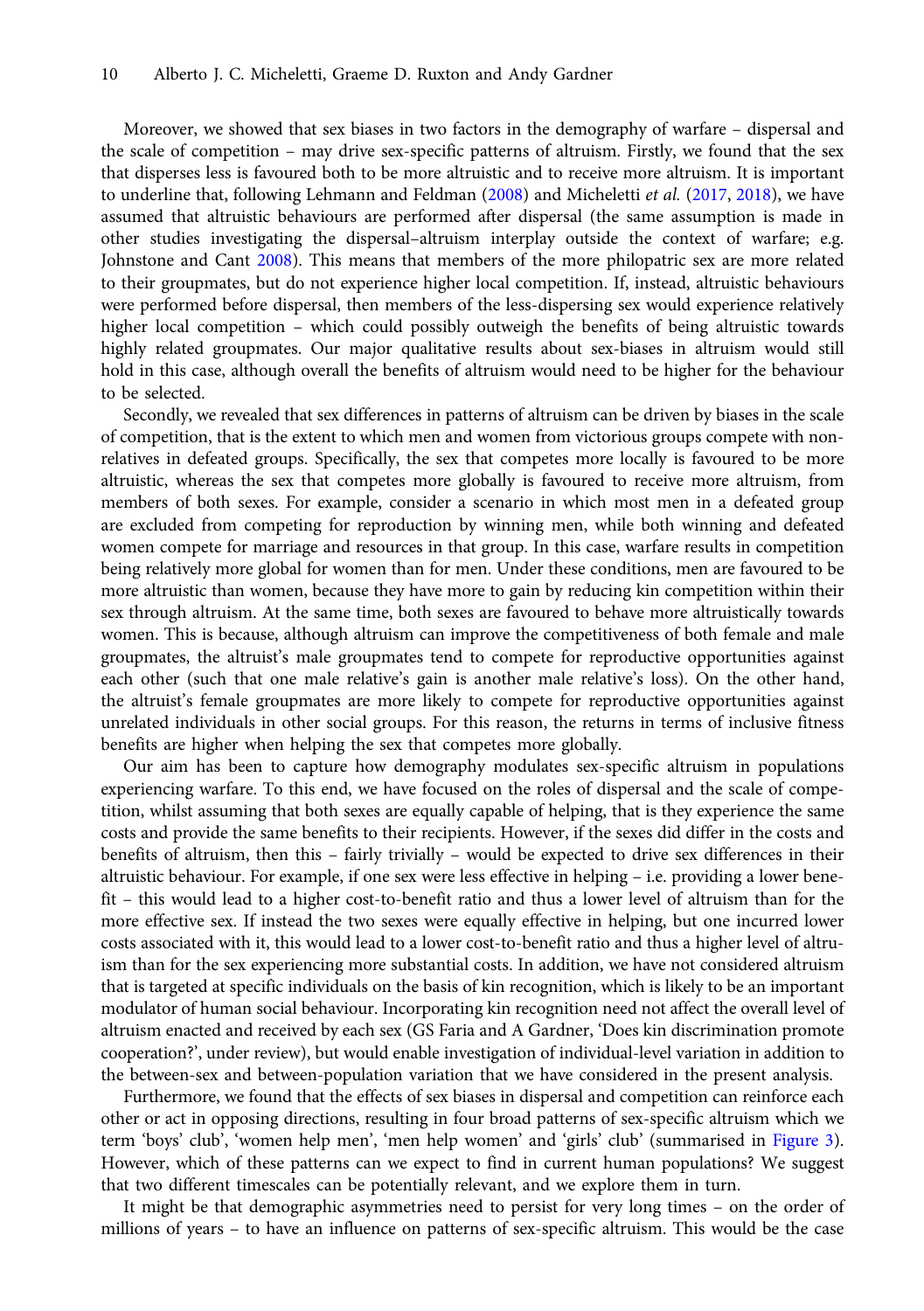Moreover, we showed that sex biases in two factors in the demography of warfare – dispersal and the scale of competition – may drive sex-specific patterns of altruism. Firstly, we found that the sex that disperses less is favoured both to be more altruistic and to receive more altruism. It is important to underline that, following Lehmann and Feldman (2008) and Micheletti *et al.* (2017, 2018), we have assumed that altruistic behaviours are performed after dispersal (the same assumption is made in other studies investigating the dispersal–altruism interplay outside the context of warfare; e.g. Johnstone and Cant 2008). This means that members of the more philopatric sex are more related to their groupmates, but do not experience higher local competition. If, instead, altruistic behaviours were performed before dispersal, then members of the less-dispersing sex would experience relatively higher local competition – which could possibly outweigh the benefits of being altruistic towards highly related groupmates. Our major qualitative results about sex-biases in altruism would still hold in this case, although overall the benefits of altruism would need to be higher for the behaviour to be selected.

Secondly, we revealed that sex differences in patterns of altruism can be driven by biases in the scale of competition, that is the extent to which men and women from victorious groups compete with non-relatives in defeated groups. Specifically, the sex that competes more locally is favoured to be more altruistic, whereas the sex that competes more globally is favoured to receive more altruism, from members of both sexes. For example, consider a scenario in which most men in a defeated group are excluded from competing for reproduction by winning men, while both winning and defeated women compete for marriage and resources in that group. In this case, warfare results in competition being relatively more global for women than for men. Under these conditions, men are favoured to be more altruistic than women, because they have more to gain by reducing kin competition within their sex through altruism. At the same time, both sexes are favoured to behave more altruistically towards women. This is because, although altruism can improve the competitiveness of both female and male groupmates, the altruist's male groupmates tend to compete for reproductive opportunities against each other (such that one male relative's gain is another male relative's loss). On the other hand, the altruist's female groupmates are more likely to compete for reproductive opportunities against unrelated individuals in other social groups. For this reason, the returns in terms of inclusive fitness benefits are higher when helping the sex that competes more globally.

Our aim has been to capture how demography modulates sex-specific altruism in populations experiencing warfare. To this end, we have focused on the roles of dispersal and the scale of competition, whilst assuming that both sexes are equally capable of helping, that is they experience the same costs and provide the same benefits to their recipients. However, if the sexes did differ in the costs and benefits of altruism, then this – fairly trivially – would be expected to drive sex differences in their altruistic behaviour. For example, if one sex were less effective in helping – i.e. providing a lower benefit – this would lead to a higher cost-to-benefit ratio and thus a lower level of altruism than for the more effective sex. If instead the two sexes were equally effective in helping, but one incurred lower costs associated with it, this would lead to a lower cost-to-benefit ratio and thus a higher level of altruism than for the sex experiencing more substantial costs. In addition, we have not considered altruism that is targeted at specific individuals on the basis of kin recognition, which is likely to be an important modulator of human social behaviour. Incorporating kin recognition need not affect the overall level of altruism enacted and received by each sex (GS Faria and A Gardner, 'Does kin discrimination promote cooperation?', under review), but would enable investigation of individual-level variation in addition to the between-sex and between-population variation that we have considered in the present analysis.

Furthermore, we found that the effects of sex biases in dispersal and competition can reinforce each other or act in opposing directions, resulting in four broad patterns of sex-specific altruism which we term 'boys' club', 'women help men', 'men help women' and 'girls' club' (summarised in Figure 3). However, which of these patterns can we expect to find in current human populations? We suggest that two different timescales can be potentially relevant, and we explore them in turn.

It might be that demographic asymmetries need to persist for very long times – on the order of millions of years – to have an influence on patterns of sex-specific altruism. This would be the case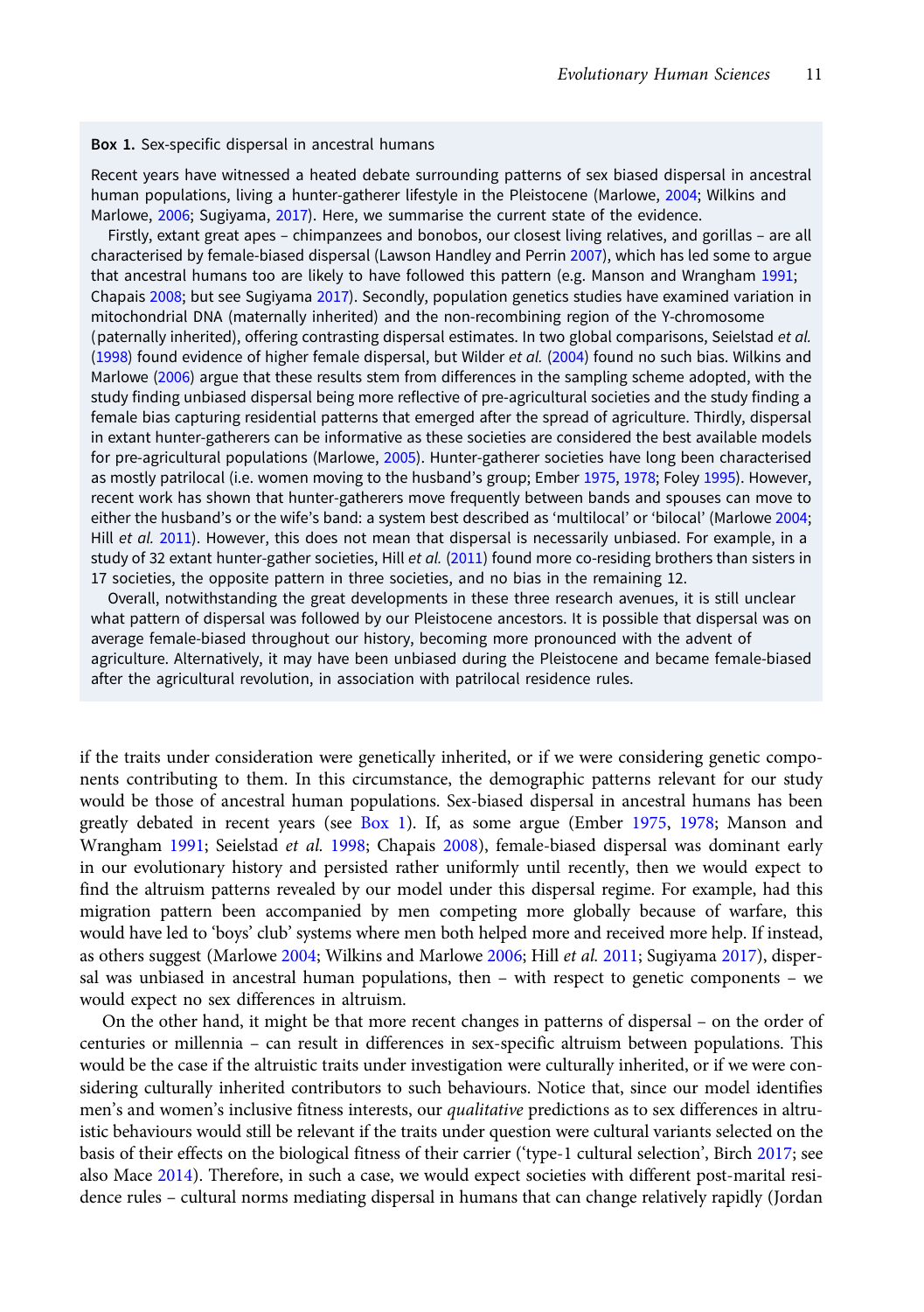**Box 1.** Sex-specific dispersal in ancestral humans

Recent years have witnessed a heated debate surrounding patterns of sex biased dispersal in ancestral human populations, living a hunter-gatherer lifestyle in the Pleistocene (Marlowe, 2004; Wilkins and Marlowe, 2006; Sugiyama, 2017). Here, we summarise the current state of the evidence.

Firstly, extant great apes – chimpanzees and bonobos, our closest living relatives, and gorillas – are all characterised by female-biased dispersal (Lawson Handley and Perrin 2007), which has led some to argue that ancestral humans too are likely to have followed this pattern (e.g. Manson and Wrangham 1991; Chapais 2008; but see Sugiyama 2017). Secondly, population genetics studies have examined variation in mitochondrial DNA (maternally inherited) and the non-recombining region of the Y-chromosome (paternally inherited), offering contrasting dispersal estimates. In two global comparisons, Seielstad *et al.* (1998) found evidence of higher female dispersal, but Wilder *et al.* (2004) found no such bias. Wilkins and Marlowe (2006) argue that these results stem from differences in the sampling scheme adopted, with the study finding unbiased dispersal being more reflective of pre-agricultural societies and the study finding a female bias capturing residential patterns that emerged after the spread of agriculture. Thirdly, dispersal in extant hunter-gatherers can be informative as these societies are considered the best available models for pre-agricultural populations (Marlowe, 2005). Hunter-gatherer societies have long been characterised as mostly patrilocal (i.e. women moving to the husband's group; Ember 1975, 1978; Foley 1995). However, recent work has shown that hunter-gatherers move frequently between bands and spouses can move to either the husband's or the wife's band: a system best described as 'multilocal' or 'bilocal' (Marlowe 2004; Hill *et al.* 2011). However, this does not mean that dispersal is necessarily unbiased. For example, in a study of 32 extant hunter-gather societies, Hill *et al.* (2011) found more co-residing brothers than sisters in 17 societies, the opposite pattern in three societies, and no bias in the remaining 12.

Overall, notwithstanding the great developments in these three research avenues, it is still unclear what pattern of dispersal was followed by our Pleistocene ancestors. It is possible that dispersal was on average female-biased throughout our history, becoming more pronounced with the advent of agriculture. Alternatively, it may have been unbiased during the Pleistocene and became female-biased after the agricultural revolution, in association with patrilocal residence rules.

if the traits under consideration were genetically inherited, or if we were considering genetic components contributing to them. In this circumstance, the demographic patterns relevant for our study would be those of ancestral human populations. Sex-biased dispersal in ancestral humans has been greatly debated in recent years (see Box 1). If, as some argue (Ember 1975, 1978; Manson and Wrangham 1991; Seielstad *et al.* 1998; Chapais 2008), female-biased dispersal was dominant early in our evolutionary history and persisted rather uniformly until recently, then we would expect to find the altruism patterns revealed by our model under this dispersal regime. For example, had this migration pattern been accompanied by men competing more globally because of warfare, this would have led to 'boys' club' systems where men both helped more and received more help. If instead, as others suggest (Marlowe 2004; Wilkins and Marlowe 2006; Hill *et al.* 2011; Sugiyama 2017), dispersal was unbiased in ancestral human populations, then – with respect to genetic components – we would expect no sex differences in altruism.

On the other hand, it might be that more recent changes in patterns of dispersal – on the order of centuries or millennia – can result in differences in sex-specific altruism between populations. This would be the case if the altruistic traits under investigation were culturally inherited, or if we were considering culturally inherited contributors to such behaviours. Notice that, since our model identifies men's and women's inclusive fitness interests, our *qualitative* predictions as to sex differences in altruistic behaviours would still be relevant if the traits under question were cultural variants selected on the basis of their effects on the biological fitness of their carrier ('type-1 cultural selection', Birch 2017; see also Mace 2014). Therefore, in such a case, we would expect societies with different post-marital residence rules – cultural norms mediating dispersal in humans that can change relatively rapidly (Jordan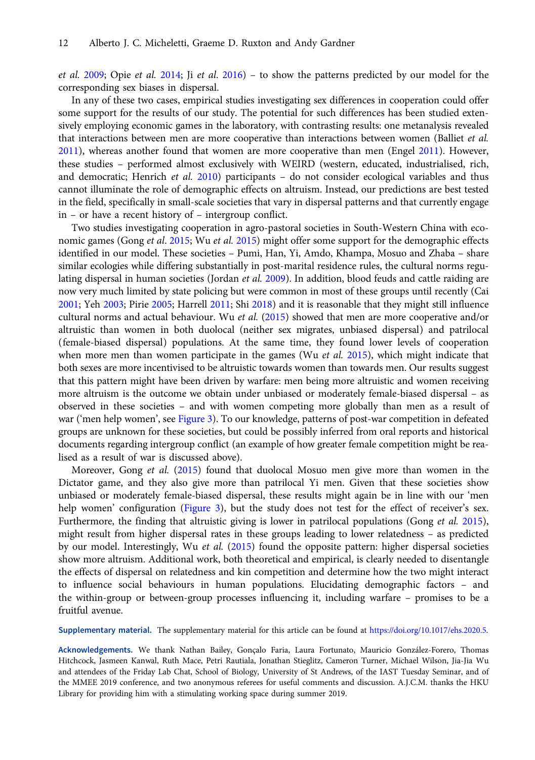*et al.* 2009; Opie *et al.* 2014; Ji *et al.* 2016) – to show the patterns predicted by our model for the corresponding sex biases in dispersal.

In any of these two cases, empirical studies investigating sex differences in cooperation could offer some support for the results of our study. The potential for such differences has been studied extensively employing economic games in the laboratory, with contrasting results: one metanalysis revealed that interactions between men are more cooperative than interactions between women (Balliet *et al.* 2011), whereas another found that women are more cooperative than men (Engel 2011). However, these studies – performed almost exclusively with WEIRD (western, educated, industrialised, rich, and democratic; Henrich *et al.* 2010) participants – do not consider ecological variables and thus cannot illuminate the role of demographic effects on altruism. Instead, our predictions are best tested in the field, specifically in small-scale societies that vary in dispersal patterns and that currently engage in – or have a recent history of – intergroup conflict.

Two studies investigating cooperation in agro-pastoral societies in South-Western China with economic games (Gong *et al.* 2015; Wu *et al.* 2015) might offer some support for the demographic effects identified in our model. These societies – Pumi, Han, Yi, Amdo, Khampa, Mosuo and Zhaba – share similar ecologies while differing substantially in post-marital residence rules, the cultural norms regulating dispersal in human societies (Jordan *et al.* 2009). In addition, blood feuds and cattle raiding are now very much limited by state policing but were common in most of these groups until recently (Cai 2001; Yeh 2003; Pirie 2005; Harrell 2011; Shi 2018) and it is reasonable that they might still influence cultural norms and actual behaviour. Wu *et al.* (2015) showed that men are more cooperative and/or altruistic than women in both duolocal (neither sex migrates, unbiased dispersal) and patrilocal (female-biased dispersal) populations. At the same time, they found lower levels of cooperation when more men than women participate in the games (Wu *et al.* 2015), which might indicate that both sexes are more incentivised to be altruistic towards women than towards men. Our results suggest that this pattern might have been driven by warfare: men being more altruistic and women receiving more altruism is the outcome we obtain under unbiased or moderately female-biased dispersal – as observed in these societies – and with women competing more globally than men as a result of war ('men help women', see Figure 3). To our knowledge, patterns of post-war competition in defeated groups are unknown for these societies, but could be possibly inferred from oral reports and historical documents regarding intergroup conflict (an example of how greater female competition might be realised as a result of war is discussed above).

Moreover, Gong *et al.* (2015) found that duolocal Mosuo men give more than women in the Dictator game, and they also give more than patrilocal Yi men. Given that these societies show unbiased or moderately female-biased dispersal, these results might again be in line with our 'men help women' configuration (Figure 3), but the study does not test for the effect of receiver's sex. Furthermore, the finding that altruistic giving is lower in patrilocal populations (Gong *et al.* 2015), might result from higher dispersal rates in these groups leading to lower relatedness – as predicted by our model. Interestingly, Wu *et al.* (2015) found the opposite pattern: higher dispersal societies show more altruism. Additional work, both theoretical and empirical, is clearly needed to disentangle the effects of dispersal on relatedness and kin competition and determine how the two might interact to influence social behaviours in human populations. Elucidating demographic factors – and the within-group or between-group processes influencing it, including warfare – promises to be a fruitful avenue.

**Supplementary material.** The supplementary material for this article can be found at https://doi.org/10.1017/ehs.2020.5.

**Acknowledgements.** We thank Nathan Bailey, Gonçalo Faria, Laura Fortunato, Mauricio González-Forero, Thomas Hitchcock, Jasmeen Kanwal, Ruth Mace, Petri Rautiala, Jonathan Stieglitz, Cameron Turner, Michael Wilson, Jia-Jia Wu and attendees of the Friday Lab Chat, School of Biology, University of St Andrews, of the IAST Tuesday Seminar, and of the MMEE 2019 conference, and two anonymous referees for useful comments and discussion. A.J.C.M. thanks the HKU Library for providing him with a stimulating working space during summer 2019.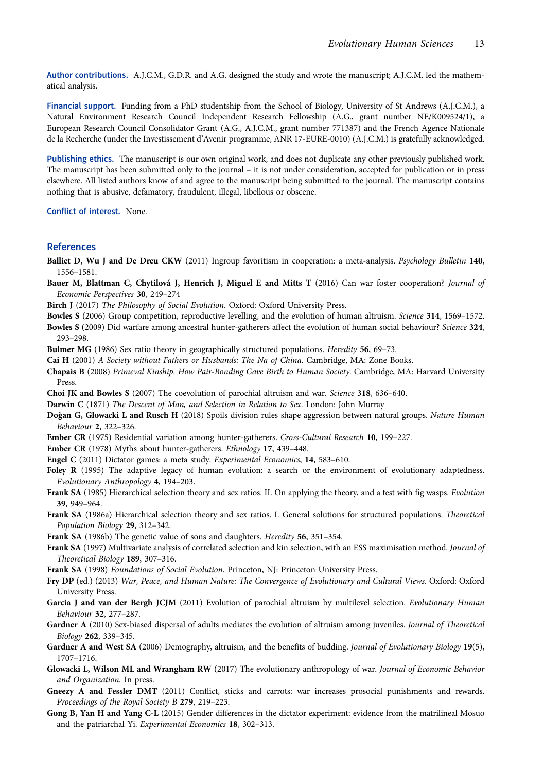**Author contributions.** A.J.C.M., G.D.R. and A.G. designed the study and wrote the manuscript; A.J.C.M. led the mathematical analysis.

**Financial support.** Funding from a PhD studentship from the School of Biology, University of St Andrews (A.J.C.M.), a Natural Environment Research Council Independent Research Fellowship (A.G., grant number NE/K009524/1), a European Research Council Consolidator Grant (A.G., A.J.C.M., grant number 771387) and the French Agence Nationale de la Recherche (under the Investissement d'Avenir programme, ANR 17-EURE-0010) (A.J.C.M.) is gratefully acknowledged.

**Publishing ethics.** The manuscript is our own original work, and does not duplicate any other previously published work. The manuscript has been submitted only to the journal – it is not under consideration, accepted for publication or in press elsewhere. All listed authors know of and agree to the manuscript being submitted to the journal. The manuscript contains nothing that is abusive, defamatory, fraudulent, illegal, libellous or obscene.

**Conflict of interest.** None.

## References

**Balliet D, Wu J and De Dreu CKW** (2011) Ingroup favoritism in cooperation: a meta-analysis. *Psychology Bulletin* **140**, 1556–1581.

**Bauer M, Blattman C, Chytilová J, Henrich J, Miguel E and Mitts T** (2016) Can war foster cooperation? *Journal of Economic Perspectives* **30**, 249–274

**Birch J** (2017) *The Philosophy of Social Evolution*. Oxford: Oxford University Press.

**Bowles S** (2006) Group competition, reproductive levelling, and the evolution of human altruism. *Science* **314**, 1569–1572.

**Bowles S** (2009) Did warfare among ancestral hunter-gatherers affect the evolution of human social behaviour? *Science* **324**, 293–298.

**Bulmer MG** (1986) Sex ratio theory in geographically structured populations. *Heredity* **56**, 69–73.

**Cai H** (2001) *A Society without Fathers or Husbands: The Na of China*. Cambridge, MA: Zone Books.

**Chapais B** (2008) *Primeval Kinship. How Pair-Bonding Gave Birth to Human Society*. Cambridge, MA: Harvard University Press.

**Choi JK and Bowles S** (2007) The coevolution of parochial altruism and war. *Science* **318**, 636–640.

**Darwin C** (1871) *The Descent of Man, and Selection in Relation to Sex*. London: John Murray

**Doğan G, Glowacki L and Rusch H** (2018) Spoils division rules shape aggression between natural groups. *Nature Human Behaviour* **2**, 322–326.

**Ember CR** (1975) Residential variation among hunter-gatherers. *Cross-Cultural Research* **10**, 199–227.

**Ember CR** (1978) Myths about hunter-gatherers. *Ethnology* **17**, 439–448.

**Engel C** (2011) Dictator games: a meta study. *Experimental Economics*, **14**, 583–610.

**Foley R** (1995) The adaptive legacy of human evolution: a search or the environment of evolutionary adaptedness. *Evolutionary Anthropology* **4**, 194–203.

**Frank SA** (1985) Hierarchical selection theory and sex ratios. II. On applying the theory, and a test with fig wasps. *Evolution* **39**, 949–964.

**Frank SA** (1986a) Hierarchical selection theory and sex ratios. I. General solutions for structured populations. *Theoretical Population Biology* **29**, 312–342.

**Frank SA** (1986b) The genetic value of sons and daughters. *Heredity* **56**, 351–354.

**Frank SA** (1997) Multivariate analysis of correlated selection and kin selection, with an ESS maximisation method. *Journal of Theoretical Biology* **189**, 307–316.

**Frank SA** (1998) *Foundations of Social Evolution*. Princeton, NJ: Princeton University Press.

**Fry DP** (ed.) (2013) *War, Peace, and Human Nature: The Convergence of Evolutionary and Cultural Views*. Oxford: Oxford University Press.

**Garcia J and van der Bergh JCJM** (2011) Evolution of parochial altruism by multilevel selection. *Evolutionary Human Behaviour* **32**, 277–287.

**Gardner A** (2010) Sex-biased dispersal of adults mediates the evolution of altruism among juveniles. *Journal of Theoretical Biology* **262**, 339–345.

**Gardner A and West SA** (2006) Demography, altruism, and the benefits of budding. *Journal of Evolutionary Biology* **19**(5), 1707–1716.

**Glowacki L, Wilson ML and Wrangham RW** (2017) The evolutionary anthropology of war. *Journal of Economic Behavior and Organization.* In press.

**Gneezy A and Fessler DMT** (2011) Conflict, sticks and carrots: war increases prosocial punishments and rewards. *Proceedings of the Royal Society B* **279**, 219–223.

**Gong B, Yan H and Yang C-L** (2015) Gender differences in the dictator experiment: evidence from the matrilineal Mosuo and the patriarchal Yi. *Experimental Economics* **18**, 302–313.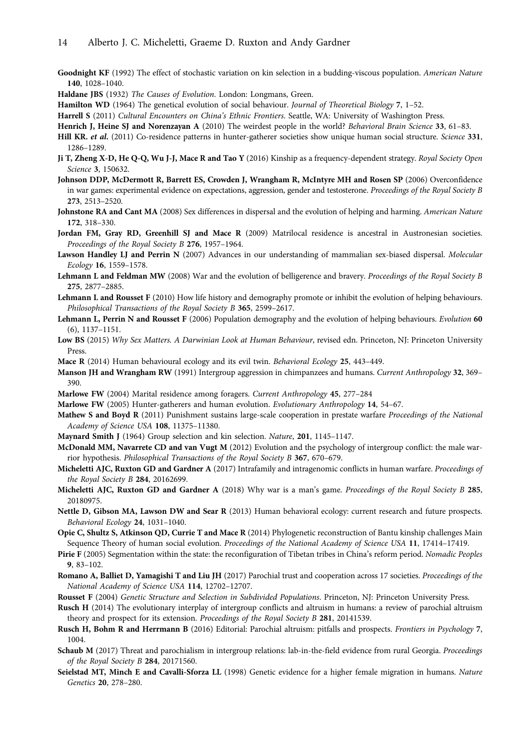**Goodnight KF** (1992) The effect of stochastic variation on kin selection in a budding-viscous population. *American Nature* **140**, 1028–1040.

**Haldane JBS** (1932) *The Causes of Evolution*. London: Longmans, Green.

**Hamilton WD** (1964) The genetical evolution of social behaviour. *Journal of Theoretical Biology* **7**, 1–52.

**Harrell S** (2011) *Cultural Encounters on China's Ethnic Frontiers*. Seattle, WA: University of Washington Press.

**Henrich J, Heine SJ and Norenzayan A** (2010) The weirdest people in the world? *Behavioral Brain Science* **33**, 61–83.

**Hill KR. *et al.*** (2011) Co-residence patterns in hunter-gatherer societies show unique human social structure. *Science* **331**, 1286–1289.

**Ji T, Zheng X-D, He Q-Q, Wu J-J, Mace R and Tao Y** (2016) Kinship as a frequency-dependent strategy. *Royal Society Open Science* **3**, 150632.

**Johnson DDP, McDermott R, Barrett ES, Crowden J, Wrangham R, McIntyre MH and Rosen SP** (2006) Overconfidence in war games: experimental evidence on expectations, aggression, gender and testosterone. *Proceedings of the Royal Society B* **273**, 2513–2520.

**Johnstone RA and Cant MA** (2008) Sex differences in dispersal and the evolution of helping and harming. *American Nature* **172**, 318–330.

**Jordan FM, Gray RD, Greenhill SJ and Mace R** (2009) Matrilocal residence is ancestral in Austronesian societies. *Proceedings of the Royal Society B* **276**, 1957–1964.

**Lawson Handley LJ and Perrin N** (2007) Advances in our understanding of mammalian sex-biased dispersal. *Molecular Ecology* **16**, 1559–1578.

**Lehmann L and Feldman MW** (2008) War and the evolution of belligerence and bravery. *Proceedings of the Royal Society B* **275**, 2877–2885.

**Lehmann L and Rousset F** (2010) How life history and demography promote or inhibit the evolution of helping behaviours. *Philosophical Transactions of the Royal Society B* **365**, 2599–2617.

**Lehmann L, Perrin N and Rousset F** (2006) Population demography and the evolution of helping behaviours. *Evolution* **60** (6), 1137–1151.

**Low BS** (2015) *Why Sex Matters. A Darwinian Look at Human Behaviour*, revised edn. Princeton, NJ: Princeton University Press.

**Mace R** (2014) Human behavioural ecology and its evil twin. *Behavioral Ecology* **25**, 443–449.

**Manson JH and Wrangham RW** (1991) Intergroup aggression in chimpanzees and humans. *Current Anthropology* **32**, 369–390.

**Marlowe FW** (2004) Marital residence among foragers. *Current Anthropology* **45**, 277–284

**Marlowe FW** (2005) Hunter-gatherers and human evolution. *Evolutionary Anthropology* **14**, 54–67.

**Mathew S and Boyd R** (2011) Punishment sustains large-scale cooperation in prestate warfare *Proceedings of the National Academy of Science USA* **108**, 11375–11380.

**Maynard Smith J** (1964) Group selection and kin selection. *Nature*, **201**, 1145–1147.

**McDonald MM, Navarrete CD and van Vugt M** (2012) Evolution and the psychology of intergroup conflict: the male warrior hypothesis. *Philosophical Transactions of the Royal Society B* **367**, 670–679.

**Micheletti AJC, Ruxton GD and Gardner A** (2017) Intrafamily and intragenomic conflicts in human warfare. *Proceedings of the Royal Society B* **284**, 20162699.

**Micheletti AJC, Ruxton GD and Gardner A** (2018) Why war is a man's game. *Proceedings of the Royal Society B* **285**, 20180975.

**Nettle D, Gibson MA, Lawson DW and Sear R** (2013) Human behavioral ecology: current research and future prospects. *Behavioral Ecology* **24**, 1031–1040.

**Opie C, Shultz S, Atkinson QD, Currie T and Mace R** (2014) Phylogenetic reconstruction of Bantu kinship challenges Main Sequence Theory of human social evolution. *Proceedings of the National Academy of Science USA* **11**, 17414–17419.

**Pirie F** (2005) Segmentation within the state: the reconfiguration of Tibetan tribes in China's reform period. *Nomadic Peoples* **9**, 83–102.

**Romano A, Balliet D, Yamagishi T and Liu JH** (2017) Parochial trust and cooperation across 17 societies. *Proceedings of the National Academy of Science USA* **114**, 12702–12707.

**Rousset F** (2004) *Genetic Structure and Selection in Subdivided Populations*. Princeton, NJ: Princeton University Press.

**Rusch H** (2014) The evolutionary interplay of intergroup conflicts and altruism in humans: a review of parochial altruism theory and prospect for its extension. *Proceedings of the Royal Society B* **281**, 20141539.

**Rusch H, Bohm R and Herrmann B** (2016) Editorial: Parochial altruism: pitfalls and prospects. *Frontiers in Psychology* **7**, 1004.

**Schaub M** (2017) Threat and parochialism in intergroup relations: lab-in-the-field evidence from rural Georgia. *Proceedings of the Royal Society B* **284**, 20171560.

**Seielstad MT, Minch E and Cavalli-Sforza LL** (1998) Genetic evidence for a higher female migration in humans. *Nature Genetics* **20**, 278–280.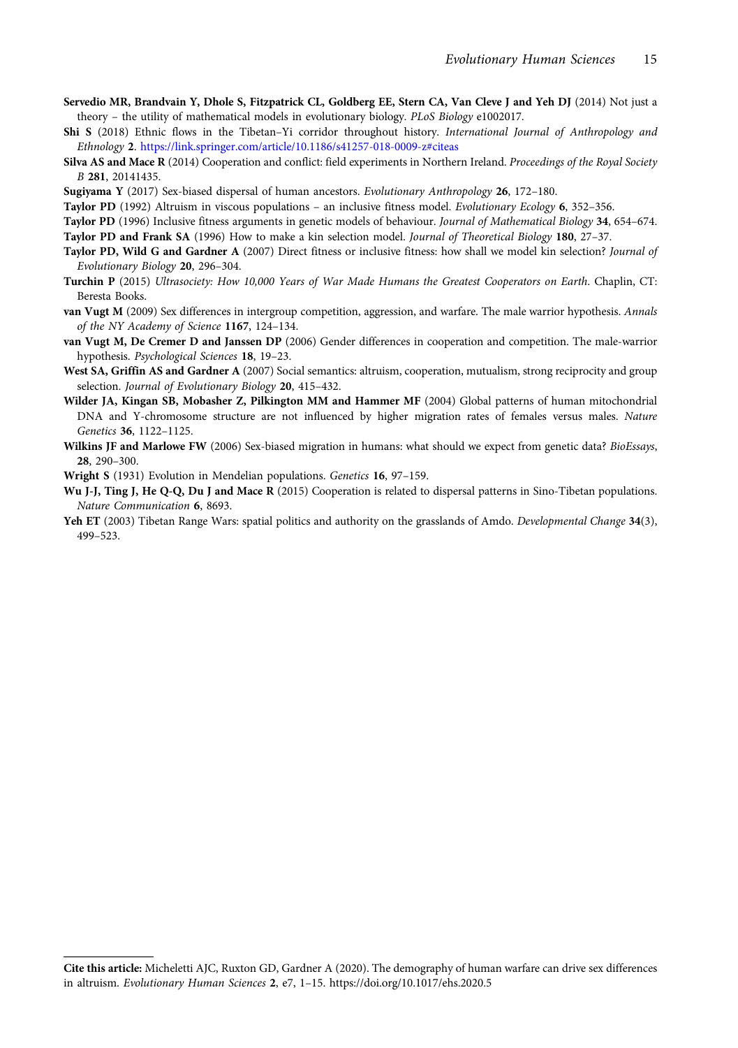**Servedio MR, Brandvain Y, Dhole S, Fitzpatrick CL, Goldberg EE, Stern CA, Van Cleve J and Yeh DJ** (2014) Not just a theory – the utility of mathematical models in evolutionary biology. *PLoS Biology* e1002017.

**Shi S** (2018) Ethnic flows in the Tibetan–Yi corridor throughout history. *International Journal of Anthropology and Ethnology* **2**. https://link.springer.com/article/10.1186/s41257-018-0009-z#citeas

**Silva AS and Mace R** (2014) Cooperation and conflict: field experiments in Northern Ireland. *Proceedings of the Royal Society B* **281**, 20141435.

**Sugiyama Y** (2017) Sex-biased dispersal of human ancestors. *Evolutionary Anthropology* **26**, 172–180.

**Taylor PD** (1992) Altruism in viscous populations – an inclusive fitness model. *Evolutionary Ecology* **6**, 352–356.

**Taylor PD** (1996) Inclusive fitness arguments in genetic models of behaviour. *Journal of Mathematical Biology* **34**, 654–674.

**Taylor PD and Frank SA** (1996) How to make a kin selection model. *Journal of Theoretical Biology* **180**, 27–37.

**Taylor PD, Wild G and Gardner A** (2007) Direct fitness or inclusive fitness: how shall we model kin selection? *Journal of Evolutionary Biology* **20**, 296–304.

**Turchin P** (2015) *Ultrasociety: How 10,000 Years of War Made Humans the Greatest Cooperators on Earth*. Chaplin, CT: Beresta Books.

**van Vugt M** (2009) Sex differences in intergroup competition, aggression, and warfare. The male warrior hypothesis. *Annals of the NY Academy of Science* **1167**, 124–134.

**van Vugt M, De Cremer D and Janssen DP** (2006) Gender differences in cooperation and competition. The male-warrior hypothesis. *Psychological Sciences* **18**, 19–23.

**West SA, Griffin AS and Gardner A** (2007) Social semantics: altruism, cooperation, mutualism, strong reciprocity and group selection. *Journal of Evolutionary Biology* **20**, 415–432.

**Wilder JA, Kingan SB, Mobasher Z, Pilkington MM and Hammer MF** (2004) Global patterns of human mitochondrial DNA and Y-chromosome structure are not influenced by higher migration rates of females versus males. *Nature Genetics* **36**, 1122–1125.

**Wilkins JF and Marlowe FW** (2006) Sex-biased migration in humans: what should we expect from genetic data? *BioEssays*, **28**, 290–300.

**Wright S** (1931) Evolution in Mendelian populations. *Genetics* **16**, 97–159.

**Wu J-J, Ting J, He Q-Q, Du J and Mace R** (2015) Cooperation is related to dispersal patterns in Sino-Tibetan populations. *Nature Communication* **6**, 8693.

**Yeh ET** (2003) Tibetan Range Wars: spatial politics and authority on the grasslands of Amdo. *Developmental Change* **34**(3), 499–523.

---

**Cite this article:** Micheletti AJC, Ruxton GD, Gardner A (2020). The demography of human warfare can drive sex differences in altruism. *Evolutionary Human Sciences* **2**, e7, 1–15. https://doi.org/10.1017/ehs.2020.5